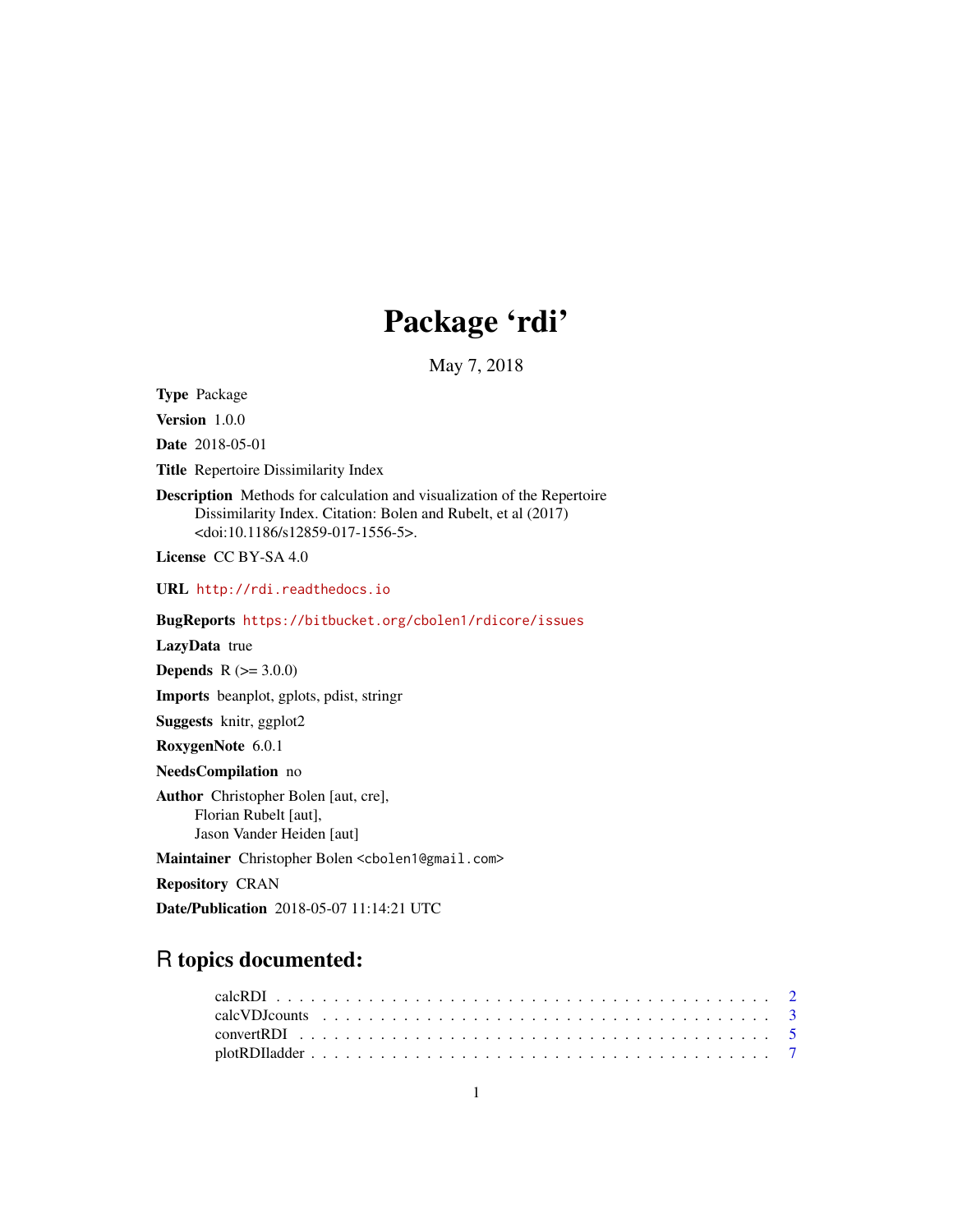# Package 'rdi'

May 7, 2018

**Type** Package

**Version** 1.0.0

**Date** 2018-05-01

**Title** Repertoire Dissimilarity Index

**Description** Methods for calculation and visualization of the Repertoire Dissimilarity Index. Citation: Bolen and Rubelt, et al (2017) <doi:10.1186/s12859-017-1556-5>.

**License** CC BY-SA 4.0

**URL** http://rdi.readthedocs.io

**BugReports** https://bitbucket.org/cbolen1/rdicore/issues

**LazyData** true

**Depends** R (>= 3.0.0)

**Imports** beanplot, gplots, pdist, stringr

**Suggests** knitr, ggplot2

**RoxygenNote** 6.0.1

**NeedsCompilation** no

**Author** Christopher Bolen [aut, cre],
Florian Rubelt [aut],
Jason Vander Heiden [aut]

**Maintainer** Christopher Bolen <cbolen1@gmail.com>

**Repository** CRAN

**Date/Publication** 2018-05-07 11:14:21 UTC

## R topics documented:

calcRDI . . . . . . . . . . . . . . . . . . . . . . . . . . . . . . . . . . . . . . . . . 2
calcVDJcounts . . . . . . . . . . . . . . . . . . . . . . . . . . . . . . . . . . . . . . 3
convertRDI . . . . . . . . . . . . . . . . . . . . . . . . . . . . . . . . . . . . . . . . 5
plotRDIladder . . . . . . . . . . . . . . . . . . . . . . . . . . . . . . . . . . . . . . 7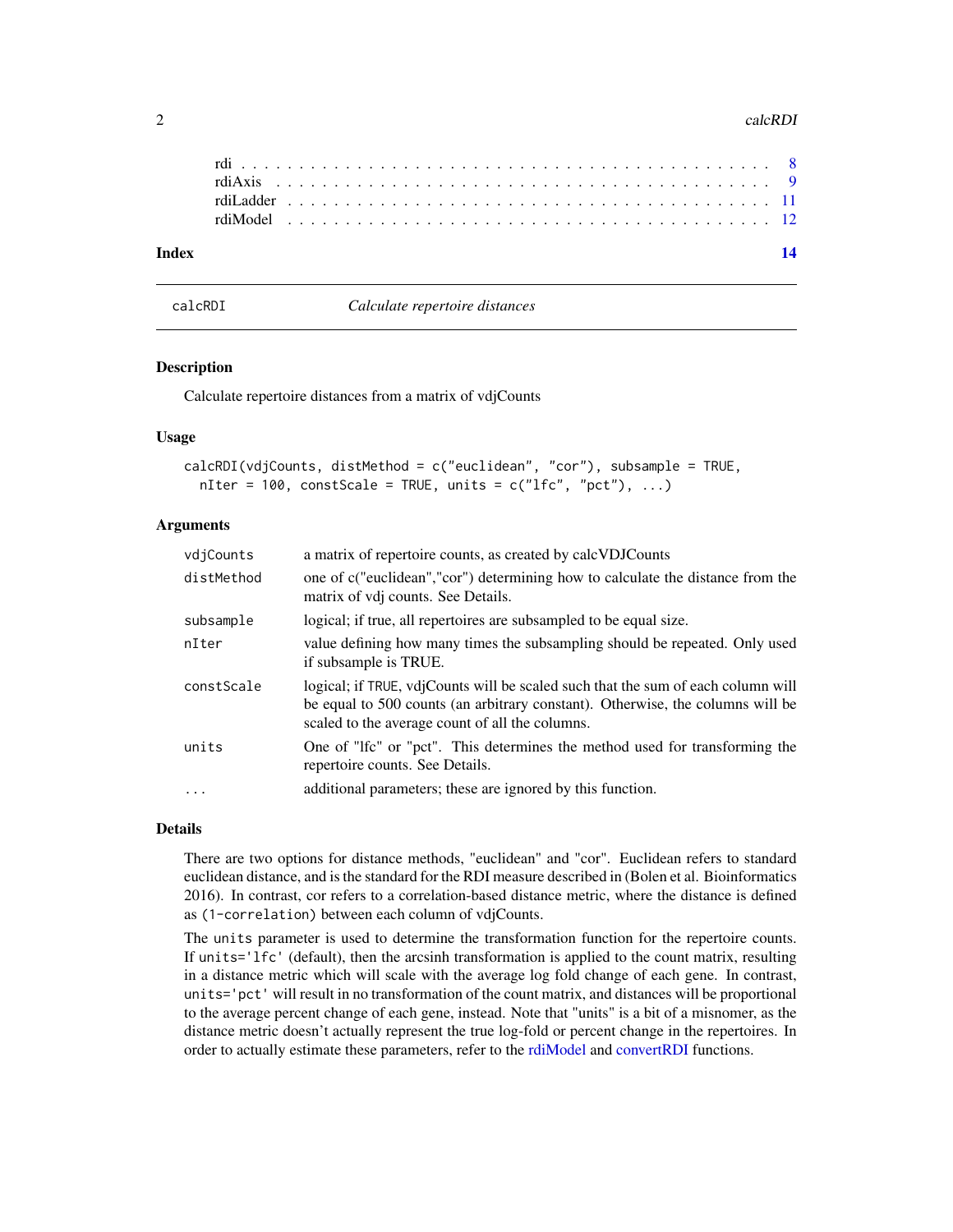| | |
|---|---|
| rdi | 8 |
| rdiAxis | 9 |
| rdiLadder | 11 |
| rdiModel | 12 |
| **Index** | **14** |

## calcRDI — *Calculate repertoire distances*

### Description

Calculate repertoire distances from a matrix of vdjCounts

### Usage

```
calcRDI(vdjCounts, distMethod = c("euclidean", "cor"), subsample = TRUE,
  nIter = 100, constScale = TRUE, units = c("lfc", "pct"), ...)
```

### Arguments

| | |
|---|---|
| `vdjCounts` | a matrix of repertoire counts, as created by calcVDJCounts |
| `distMethod` | one of c("euclidean","cor") determining how to calculate the distance from the matrix of vdj counts. See Details. |
| `subsample` | logical; if true, all repertoires are subsampled to be equal size. |
| `nIter` | value defining how many times the subsampling should be repeated. Only used if subsample is TRUE. |
| `constScale` | logical; if `TRUE`, vdjCounts will be scaled such that the sum of each column will be equal to 500 counts (an arbitrary constant). Otherwise, the columns will be scaled to the average count of all the columns. |
| `units` | One of "lfc" or "pct". This determines the method used for transforming the repertoire counts. See Details. |
| `...` | additional parameters; these are ignored by this function. |

### Details

There are two options for distance methods, "euclidean" and "cor". Euclidean refers to standard euclidean distance, and is the standard for the RDI measure described in (Bolen et al. Bioinformatics 2016). In contrast, cor refers to a correlation-based distance metric, where the distance is defined as `(1-correlation)` between each column of vdjCounts.

The `units` parameter is used to determine the transformation function for the repertoire counts. If `units='lfc'` (default), then the arcsinh transformation is applied to the count matrix, resulting in a distance metric which will scale with the average log fold change of each gene. In contrast, `units='pct'` will result in no transformation of the count matrix, and distances will be proportional to the average percent change of each gene, instead. Note that "units" is a bit of a misnomer, as the distance metric doesn't actually represent the true log-fold or percent change in the repertoires. In order to actually estimate these parameters, refer to the rdiModel and convertRDI functions.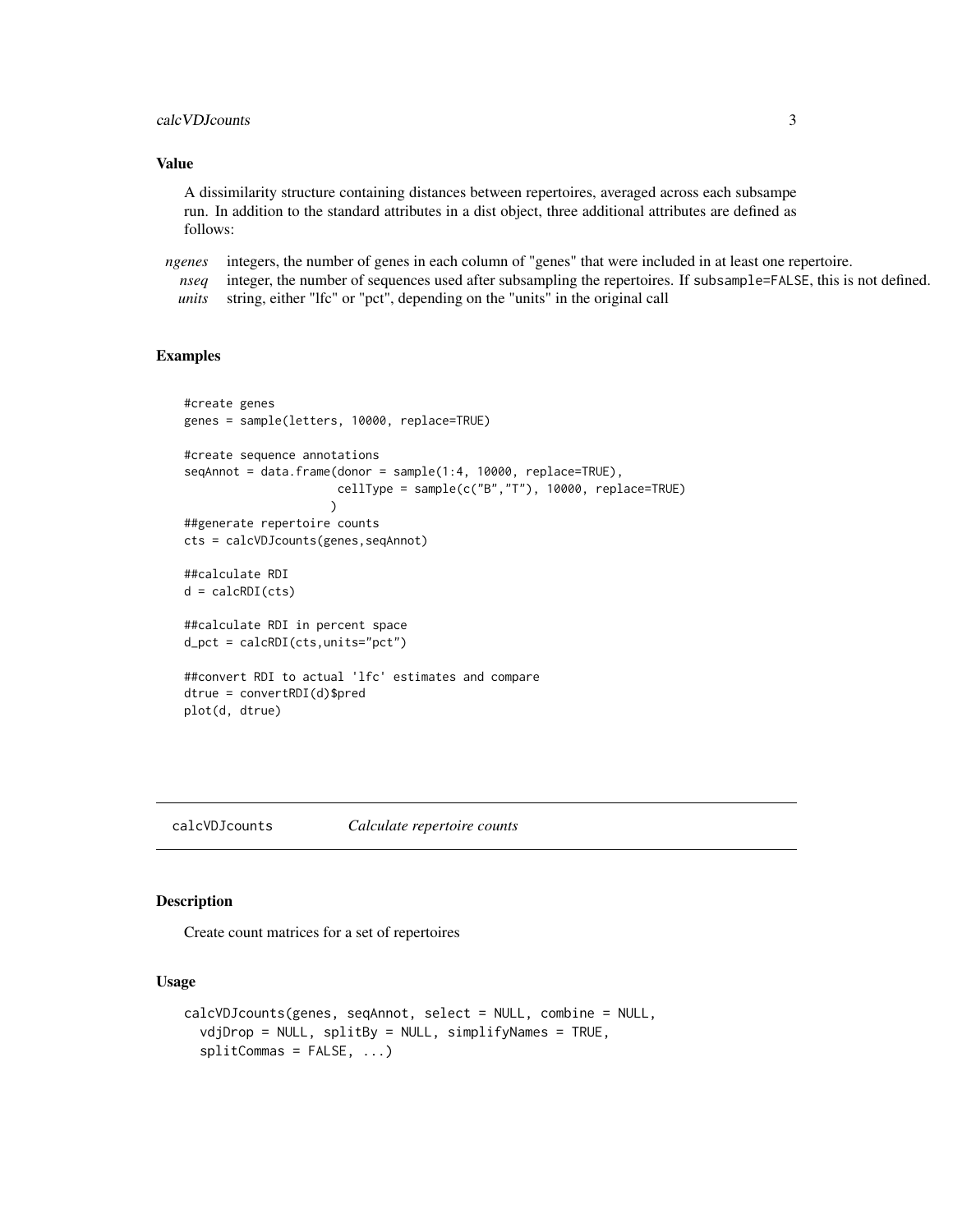### Value

A dissimilarity structure containing distances between repertoires, averaged across each subsampe run. In addition to the standard attributes in a dist object, three additional attributes are defined as follows:

- *ngenes* integers, the number of genes in each column of "genes" that were included in at least one repertoire.
- *nseq* integer, the number of sequences used after subsampling the repertoires. If `subsample=FALSE`, this is not defined.
- *units* string, either "lfc" or "pct", depending on the "units" in the original call

### Examples

```
#create genes
genes = sample(letters, 10000, replace=TRUE)

#create sequence annotations
seqAnnot = data.frame(donor = sample(1:4, 10000, replace=TRUE),
                      cellType = sample(c("B","T"), 10000, replace=TRUE)
                     )
##generate repertoire counts
cts = calcVDJcounts(genes,seqAnnot)

##calculate RDI
d = calcRDI(cts)

##calculate RDI in percent space
d_pct = calcRDI(cts,units="pct")

##convert RDI to actual 'lfc' estimates and compare
dtrue = convertRDI(d)$pred
plot(d, dtrue)
```

## calcVDJcounts *Calculate repertoire counts*

### Description

Create count matrices for a set of repertoires

### Usage

```
calcVDJcounts(genes, seqAnnot, select = NULL, combine = NULL,
  vdjDrop = NULL, splitBy = NULL, simplifyNames = TRUE,
  splitCommas = FALSE, ...)
```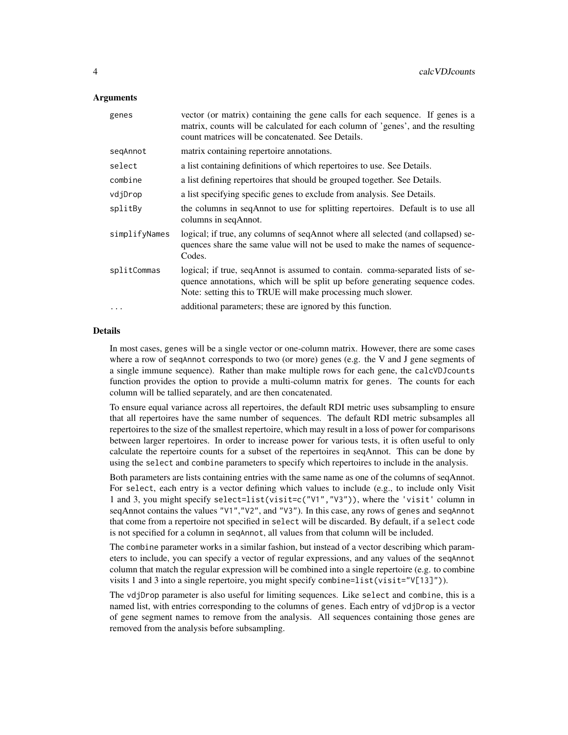### Arguments

| | |
|---|---|
| `genes` | vector (or matrix) containing the gene calls for each sequence. If genes is a matrix, counts will be calculated for each column of 'genes', and the resulting count matrices will be concatenated. See Details. |
| `seqAnnot` | matrix containing repertoire annotations. |
| `select` | a list containing definitions of which repertoires to use. See Details. |
| `combine` | a list defining repertoires that should be grouped together. See Details. |
| `vdjDrop` | a list specifying specific genes to exclude from analysis. See Details. |
| `splitBy` | the columns in seqAnnot to use for splitting repertoires. Default is to use all columns in seqAnnot. |
| `simplifyNames` | logical; if true, any columns of seqAnnot where all selected (and collapsed) sequences share the same value will not be used to make the names of sequenceCodes. |
| `splitCommas` | logical; if true, seqAnnot is assumed to contain. comma-separated lists of sequence annotations, which will be split up before generating sequence codes. Note: setting this to TRUE will make processing much slower. |
| `...` | additional parameters; these are ignored by this function. |

### Details

In most cases, `genes` will be a single vector or one-column matrix. However, there are some cases where a row of `seqAnnot` corresponds to two (or more) genes (e.g. the V and J gene segments of a single immune sequence). Rather than make multiple rows for each gene, the `calcVDJcounts` function provides the option to provide a multi-column matrix for `genes`. The counts for each column will be tallied separately, and are then concatenated.

To ensure equal variance across all repertoires, the default RDI metric uses subsampling to ensure that all repertoires have the same number of sequences. The default RDI metric subsamples all repertoires to the size of the smallest repertoire, which may result in a loss of power for comparisons between larger repertoires. In order to increase power for various tests, it is often useful to only calculate the repertoire counts for a subset of the repertoires in seqAnnot. This can be done by using the `select` and `combine` parameters to specify which repertoires to include in the analysis.

Both parameters are lists containing entries with the same name as one of the columns of seqAnnot. For `select`, each entry is a vector defining which values to include (e.g., to include only Visit 1 and 3, you might specify `select=list(visit=c("V1","V3"))`, where the `'visit'` column in seqAnnot contains the values `"V1"`,`"V2"`, and `"V3"`). In this case, any rows of `genes` and `seqAnnot` that come from a repertoire not specified in `select` will be discarded. By default, if a `select` code is not specified for a column in `seqAnnot`, all values from that column will be included.

The `combine` parameter works in a similar fashion, but instead of a vector describing which parameters to include, you can specify a vector of regular expressions, and any values of the `seqAnnot` column that match the regular expression will be combined into a single repertoire (e.g. to combine visits 1 and 3 into a single repertoire, you might specify `combine=list(visit="V[13]")`).

The `vdjDrop` parameter is also useful for limiting sequences. Like `select` and `combine`, this is a named list, with entries corresponding to the columns of `genes`. Each entry of `vdjDrop` is a vector of gene segment names to remove from the analysis. All sequences containing those genes are removed from the analysis before subsampling.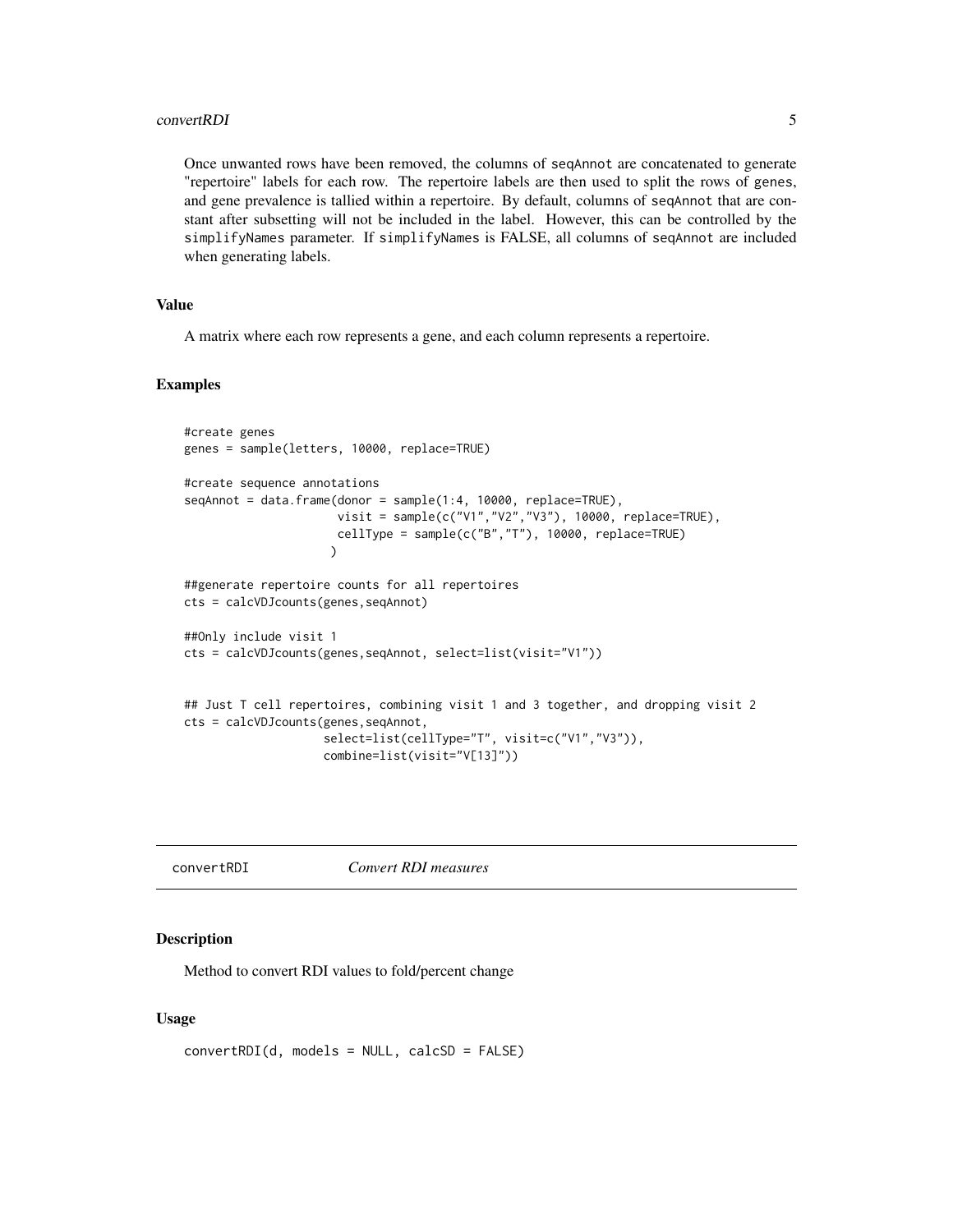Once unwanted rows have been removed, the columns of seqAnnot are concatenated to generate "repertoire" labels for each row. The repertoire labels are then used to split the rows of genes, and gene prevalence is tallied within a repertoire. By default, columns of seqAnnot that are constant after subsetting will not be included in the label. However, this can be controlled by the simplifyNames parameter. If simplifyNames is FALSE, all columns of seqAnnot are included when generating labels.

### Value

A matrix where each row represents a gene, and each column represents a repertoire.

### Examples

```
#create genes
genes = sample(letters, 10000, replace=TRUE)

#create sequence annotations
seqAnnot = data.frame(donor = sample(1:4, 10000, replace=TRUE),
                      visit = sample(c("V1","V2","V3"), 10000, replace=TRUE),
                      cellType = sample(c("B","T"), 10000, replace=TRUE)
                     )

##generate repertoire counts for all repertoires
cts = calcVDJcounts(genes,seqAnnot)

##Only include visit 1
cts = calcVDJcounts(genes,seqAnnot, select=list(visit="V1"))


## Just T cell repertoires, combining visit 1 and 3 together, and dropping visit 2
cts = calcVDJcounts(genes,seqAnnot,
                    select=list(cellType="T", visit=c("V1","V3")),
                    combine=list(visit="V[13]"))
```

---

## convertRDI *Convert RDI measures*

### Description

Method to convert RDI values to fold/percent change

### Usage

```
convertRDI(d, models = NULL, calcSD = FALSE)
```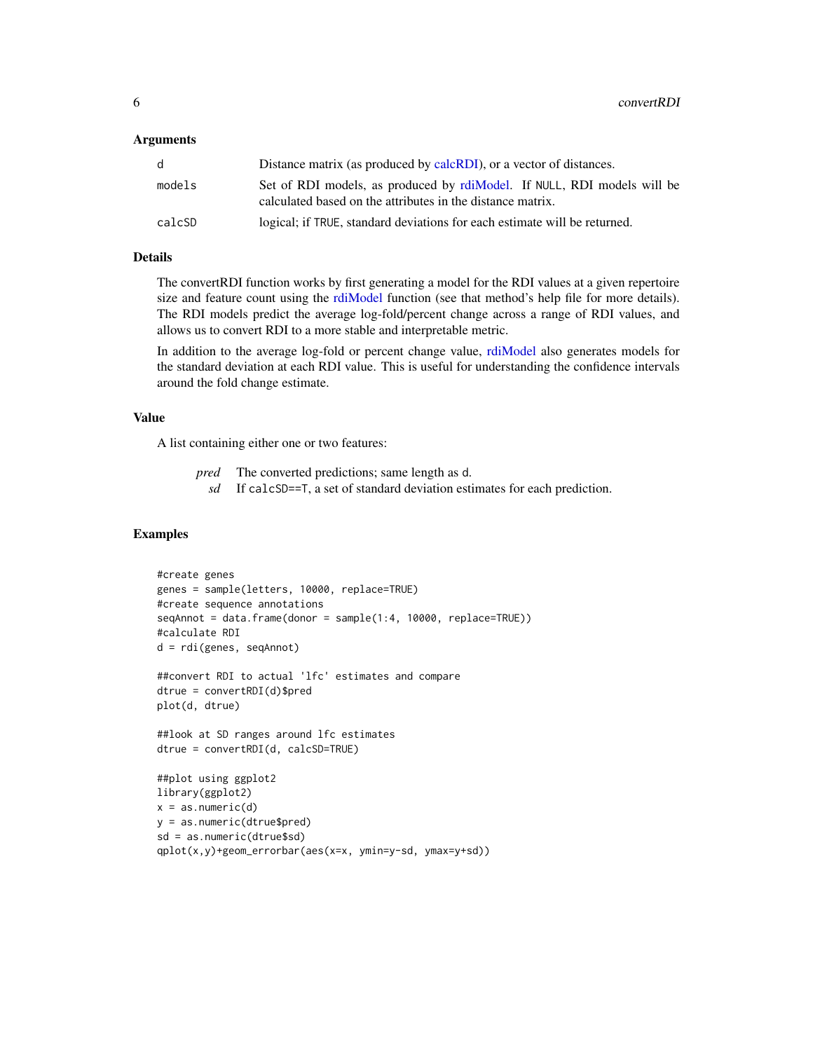## Arguments

| | |
|---|---|
| d | Distance matrix (as produced by calcRDI), or a vector of distances. |
| models | Set of RDI models, as produced by rdiModel. If NULL, RDI models will be calculated based on the attributes in the distance matrix. |
| calcSD | logical; if TRUE, standard deviations for each estimate will be returned. |

## Details

The convertRDI function works by first generating a model for the RDI values at a given repertoire size and feature count using the rdiModel function (see that method's help file for more details). The RDI models predict the average log-fold/percent change across a range of RDI values, and allows us to convert RDI to a more stable and interpretable metric.

In addition to the average log-fold or percent change value, rdiModel also generates models for the standard deviation at each RDI value. This is useful for understanding the confidence intervals around the fold change estimate.

## Value

A list containing either one or two features:

- *pred* The converted predictions; same length as d.
- *sd* If calcSD==T, a set of standard deviation estimates for each prediction.

## Examples

```
#create genes
genes = sample(letters, 10000, replace=TRUE)
#create sequence annotations
seqAnnot = data.frame(donor = sample(1:4, 10000, replace=TRUE))
#calculate RDI
d = rdi(genes, seqAnnot)

##convert RDI to actual 'lfc' estimates and compare
dtrue = convertRDI(d)$pred
plot(d, dtrue)

##look at SD ranges around lfc estimates
dtrue = convertRDI(d, calcSD=TRUE)

##plot using ggplot2
library(ggplot2)
x = as.numeric(d)
y = as.numeric(dtrue$pred)
sd = as.numeric(dtrue$sd)
qplot(x,y)+geom_errorbar(aes(x=x, ymin=y-sd, ymax=y+sd))
```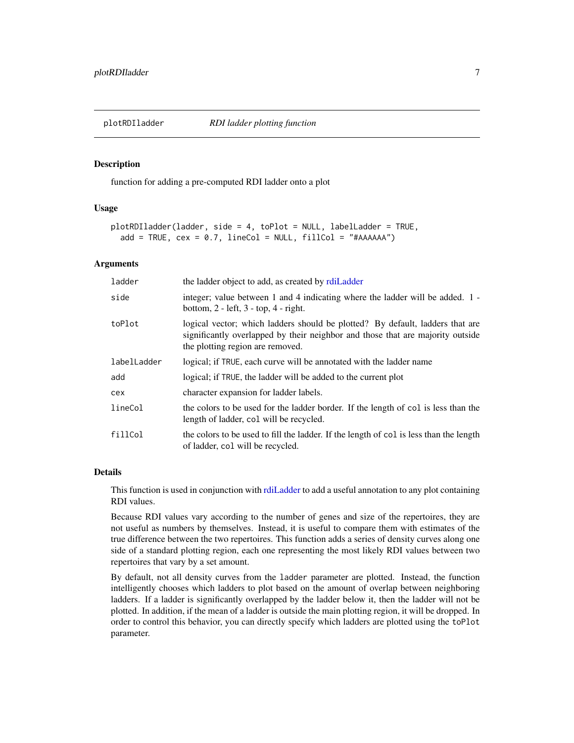## plotRDIladder *RDI ladder plotting function*

### Description

function for adding a pre-computed RDI ladder onto a plot

### Usage

```
plotRDIladder(ladder, side = 4, toPlot = NULL, labelLadder = TRUE,
  add = TRUE, cex = 0.7, lineCol = NULL, fillCol = "#AAAAAA")
```

### Arguments

| | |
|---|---|
| `ladder` | the ladder object to add, as created by rdiLadder |
| `side` | integer; value between 1 and 4 indicating where the ladder will be added. 1 - bottom, 2 - left, 3 - top, 4 - right. |
| `toPlot` | logical vector; which ladders should be plotted? By default, ladders that are significantly overlapped by their neighbor and those that are majority outside the plotting region are removed. |
| `labelLadder` | logical; if `TRUE`, each curve will be annotated with the ladder name |
| `add` | logical; if `TRUE`, the ladder will be added to the current plot |
| `cex` | character expansion for ladder labels. |
| `lineCol` | the colors to be used for the ladder border. If the length of `col` is less than the length of ladder, `col` will be recycled. |
| `fillCol` | the colors to be used to fill the ladder. If the length of `col` is less than the length of ladder, `col` will be recycled. |

### Details

This function is used in conjunction with rdiLadder to add a useful annotation to any plot containing RDI values.

Because RDI values vary according to the number of genes and size of the repertoires, they are not useful as numbers by themselves. Instead, it is useful to compare them with estimates of the true difference between the two repertoires. This function adds a series of density curves along one side of a standard plotting region, each one representing the most likely RDI values between two repertoires that vary by a set amount.

By default, not all density curves from the `ladder` parameter are plotted. Instead, the function intelligently chooses which ladders to plot based on the amount of overlap between neighboring ladders. If a ladder is significantly overlapped by the ladder below it, then the ladder will not be plotted. In addition, if the mean of a ladder is outside the main plotting region, it will be dropped. In order to control this behavior, you can directly specify which ladders are plotted using the `toPlot` parameter.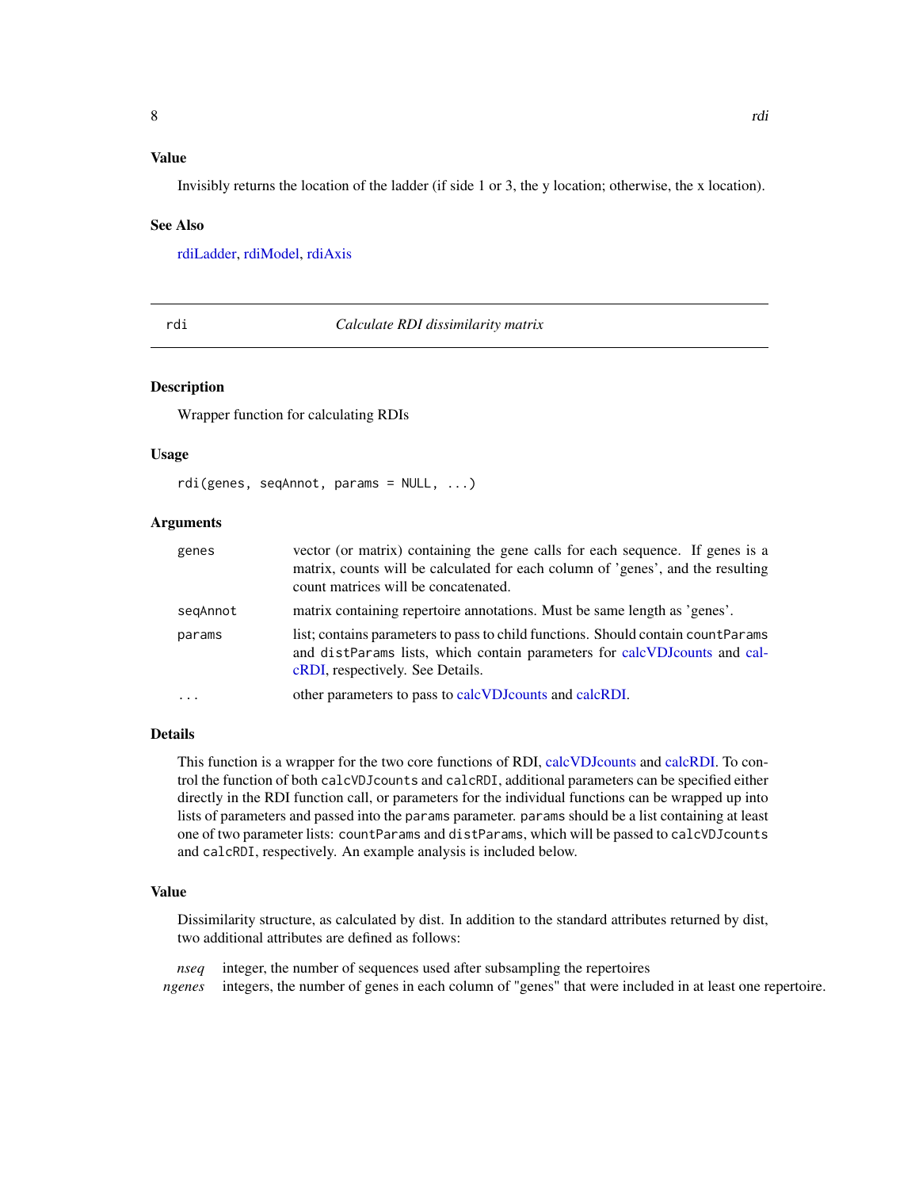### Value

Invisibly returns the location of the ladder (if side 1 or 3, the y location; otherwise, the x location).

### See Also

rdiLadder, rdiModel, rdiAxis

---

## rdi — *Calculate RDI dissimilarity matrix*

### Description

Wrapper function for calculating RDIs

### Usage

```
rdi(genes, seqAnnot, params = NULL, ...)
```

### Arguments

| | |
|---|---|
| `genes` | vector (or matrix) containing the gene calls for each sequence. If genes is a matrix, counts will be calculated for each column of 'genes', and the resulting count matrices will be concatenated. |
| `seqAnnot` | matrix containing repertoire annotations. Must be same length as 'genes'. |
| `params` | list; contains parameters to pass to child functions. Should contain `countParams` and `distParams` lists, which contain parameters for calcVDJcounts and calcRDI, respectively. See Details. |
| `...` | other parameters to pass to calcVDJcounts and calcRDI. |

### Details

This function is a wrapper for the two core functions of RDI, calcVDJcounts and calcRDI. To control the function of both `calcVDJcounts` and `calcRDI`, additional parameters can be specified either directly in the RDI function call, or parameters for the individual functions can be wrapped up into lists of parameters and passed into the `params` parameter. `params` should be a list containing at least one of two parameter lists: `countParams` and `distParams`, which will be passed to `calcVDJcounts` and `calcRDI`, respectively. An example analysis is included below.

### Value

Dissimilarity structure, as calculated by dist. In addition to the standard attributes returned by dist, two additional attributes are defined as follows:

*nseq* integer, the number of sequences used after subsampling the repertoires

*ngenes* integers, the number of genes in each column of "genes" that were included in at least one repertoire.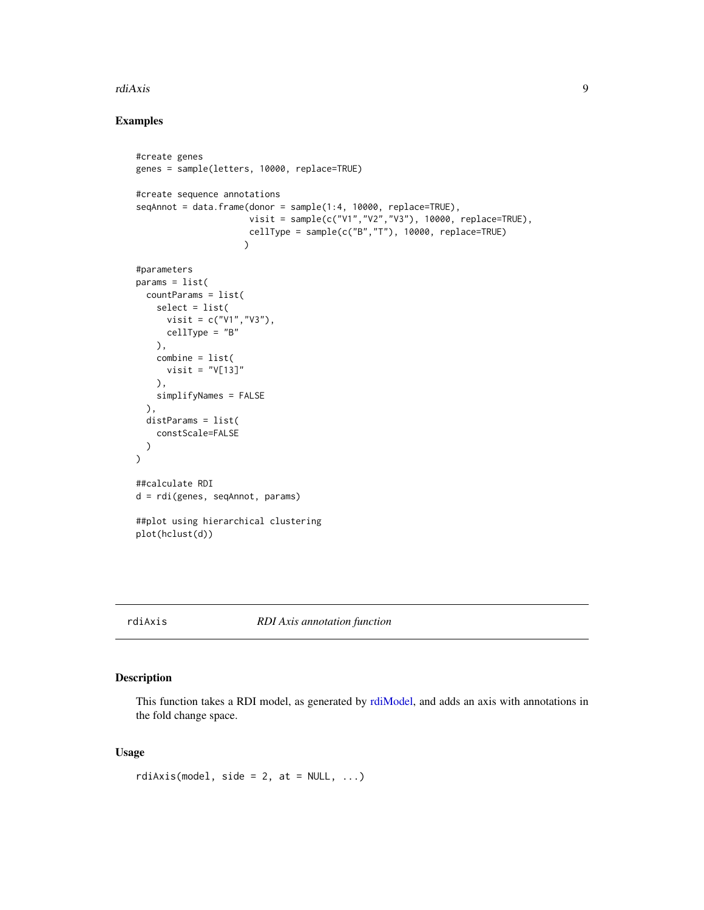## Examples

```
#create genes
genes = sample(letters, 10000, replace=TRUE)

#create sequence annotations
seqAnnot = data.frame(donor = sample(1:4, 10000, replace=TRUE),
                      visit = sample(c("V1","V2","V3"), 10000, replace=TRUE),
                      cellType = sample(c("B","T"), 10000, replace=TRUE)
                     )

#parameters
params = list(
  countParams = list(
    select = list(
      visit = c("V1","V3"),
      cellType = "B"
    ),
    combine = list(
      visit = "V[13]"
    ),
    simplifyNames = FALSE
  ),
  distParams = list(
    constScale=FALSE
  )
)

##calculate RDI
d = rdi(genes, seqAnnot, params)

##plot using hierarchical clustering
plot(hclust(d))
```

---

## rdiAxis *RDI Axis annotation function*

### Description

This function takes a RDI model, as generated by rdiModel, and adds an axis with annotations in the fold change space.

### Usage

```
rdiAxis(model, side = 2, at = NULL, ...)
```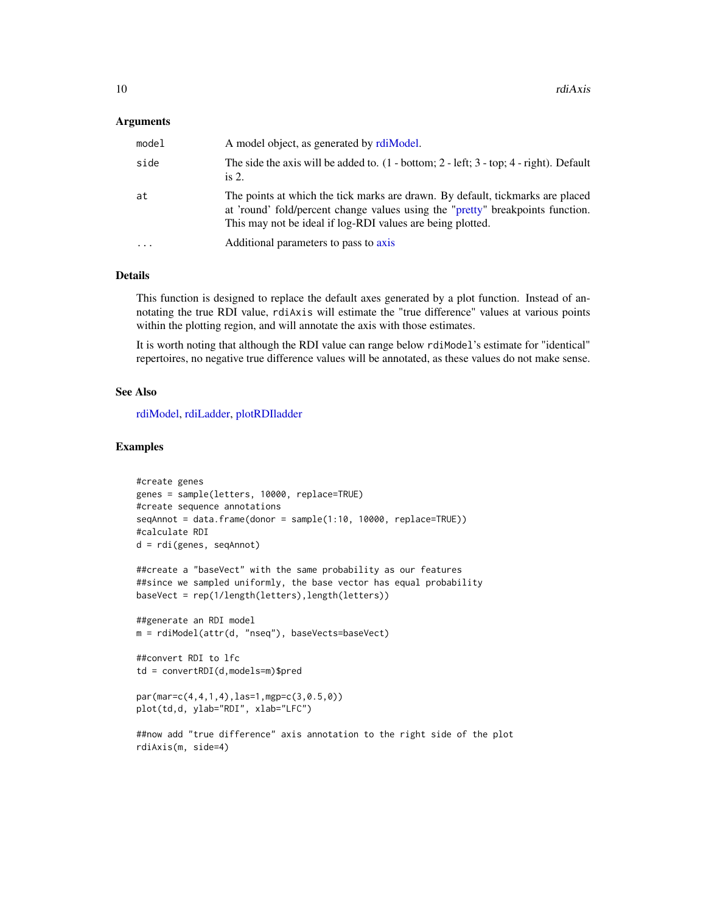## Arguments

| | |
|---|---|
| model | A model object, as generated by rdiModel. |
| side | The side the axis will be added to. (1 - bottom; 2 - left; 3 - top; 4 - right). Default is 2. |
| at | The points at which the tick marks are drawn. By default, tickmarks are placed at 'round' fold/percent change values using the "pretty" breakpoints function. This may not be ideal if log-RDI values are being plotted. |
| ... | Additional parameters to pass to axis |

## Details

This function is designed to replace the default axes generated by a plot function. Instead of annotating the true RDI value, `rdiAxis` will estimate the "true difference" values at various points within the plotting region, and will annotate the axis with those estimates.

It is worth noting that although the RDI value can range below `rdiModel`'s estimate for "identical" repertoires, no negative true difference values will be annotated, as these values do not make sense.

## See Also

rdiModel, rdiLadder, plotRDIladder

## Examples

```
#create genes
genes = sample(letters, 10000, replace=TRUE)
#create sequence annotations
seqAnnot = data.frame(donor = sample(1:10, 10000, replace=TRUE))
#calculate RDI
d = rdi(genes, seqAnnot)

##create a "baseVect" with the same probability as our features
##since we sampled uniformly, the base vector has equal probability
baseVect = rep(1/length(letters),length(letters))

##generate an RDI model
m = rdiModel(attr(d, "nseq"), baseVects=baseVect)

##convert RDI to lfc
td = convertRDI(d,models=m)$pred

par(mar=c(4,4,1,4),las=1,mgp=c(3,0.5,0))
plot(td,d, ylab="RDI", xlab="LFC")

##now add "true difference" axis annotation to the right side of the plot
rdiAxis(m, side=4)
```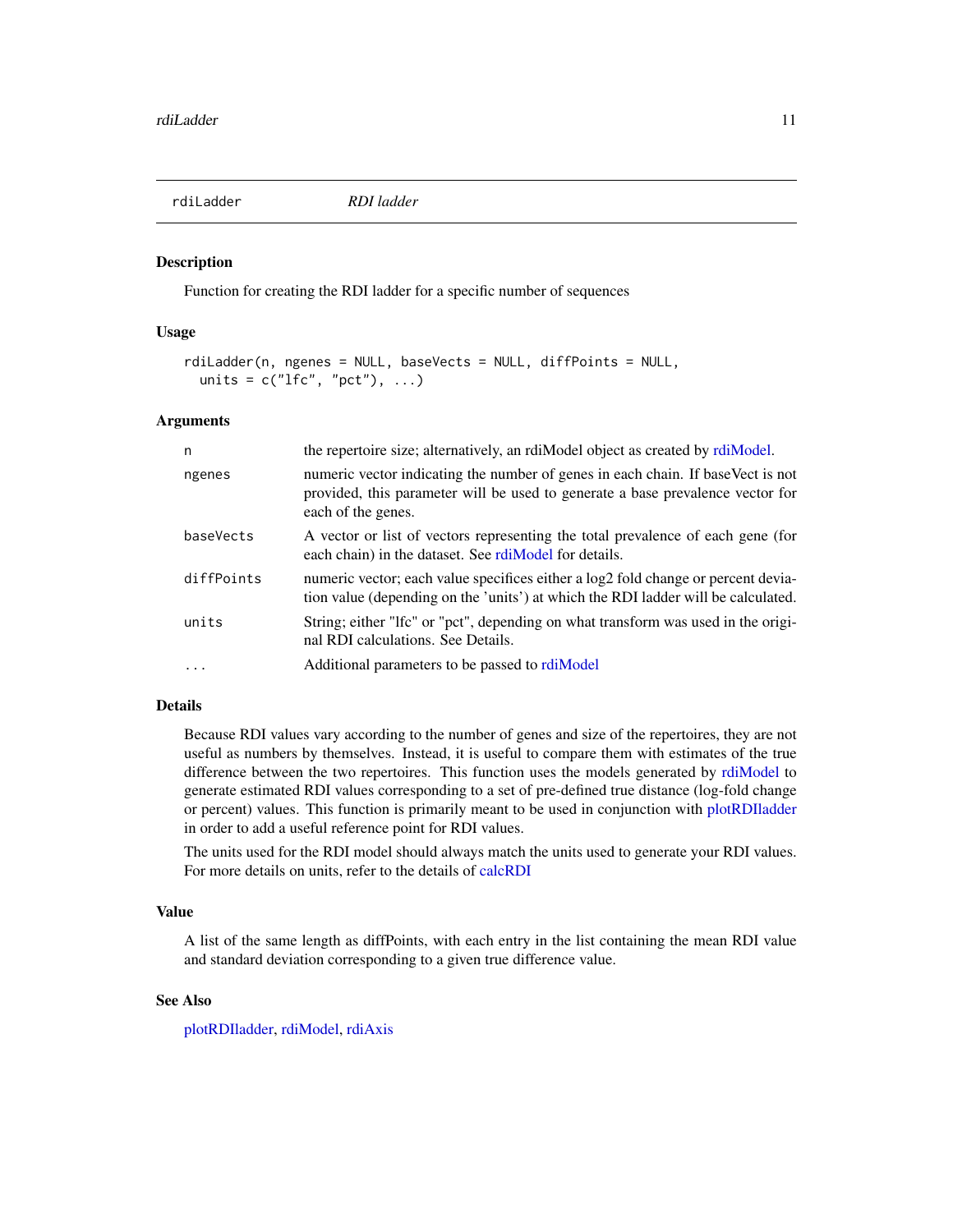rdiLadder *RDI ladder*

### Description

Function for creating the RDI ladder for a specific number of sequences

### Usage

```
rdiLadder(n, ngenes = NULL, baseVects = NULL, diffPoints = NULL,
  units = c("lfc", "pct"), ...)
```

### Arguments

| | |
|---|---|
| `n` | the repertoire size; alternatively, an rdiModel object as created by rdiModel. |
| `ngenes` | numeric vector indicating the number of genes in each chain. If baseVect is not provided, this parameter will be used to generate a base prevalence vector for each of the genes. |
| `baseVects` | A vector or list of vectors representing the total prevalence of each gene (for each chain) in the dataset. See rdiModel for details. |
| `diffPoints` | numeric vector; each value specifices either a log2 fold change or percent deviation value (depending on the 'units') at which the RDI ladder will be calculated. |
| `units` | String; either "lfc" or "pct", depending on what transform was used in the original RDI calculations. See Details. |
| `...` | Additional parameters to be passed to rdiModel |

### Details

Because RDI values vary according to the number of genes and size of the repertoires, they are not useful as numbers by themselves. Instead, it is useful to compare them with estimates of the true difference between the two repertoires. This function uses the models generated by rdiModel to generate estimated RDI values corresponding to a set of pre-defined true distance (log-fold change or percent) values. This function is primarily meant to be used in conjunction with plotRDIladder in order to add a useful reference point for RDI values.

The units used for the RDI model should always match the units used to generate your RDI values. For more details on units, refer to the details of calcRDI

### Value

A list of the same length as diffPoints, with each entry in the list containing the mean RDI value and standard deviation corresponding to a given true difference value.

### See Also

plotRDIladder, rdiModel, rdiAxis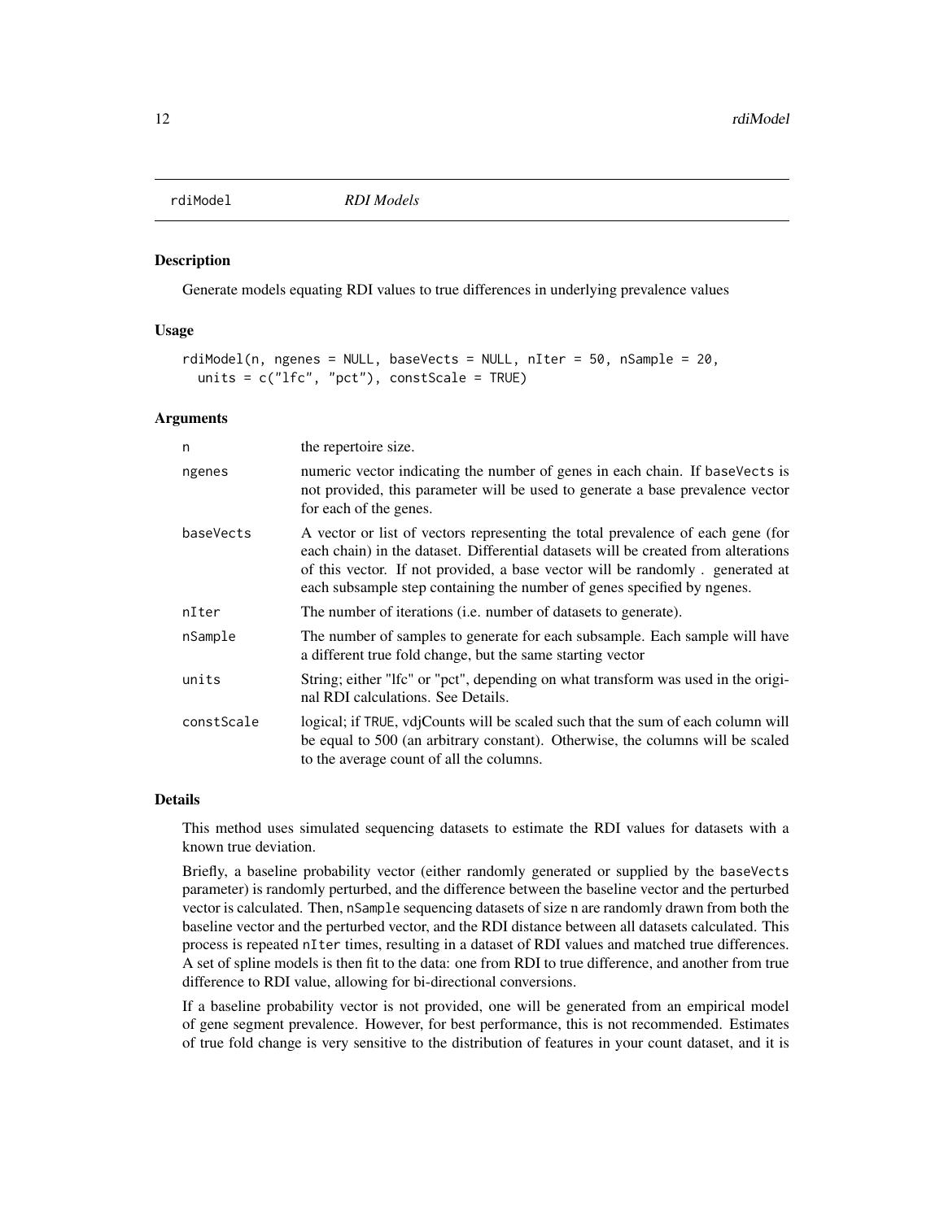## rdiModel *RDI Models*

### Description

Generate models equating RDI values to true differences in underlying prevalence values

### Usage

```
rdiModel(n, ngenes = NULL, baseVects = NULL, nIter = 50, nSample = 20,
  units = c("lfc", "pct"), constScale = TRUE)
```

### Arguments

| | |
|---|---|
| n | the repertoire size. |
| ngenes | numeric vector indicating the number of genes in each chain. If baseVects is not provided, this parameter will be used to generate a base prevalence vector for each of the genes. |
| baseVects | A vector or list of vectors representing the total prevalence of each gene (for each chain) in the dataset. Differential datasets will be created from alterations of this vector. If not provided, a base vector will be randomly . generated at each subsample step containing the number of genes specified by ngenes. |
| nIter | The number of iterations (i.e. number of datasets to generate). |
| nSample | The number of samples to generate for each subsample. Each sample will have a different true fold change, but the same starting vector |
| units | String; either "lfc" or "pct", depending on what transform was used in the original RDI calculations. See Details. |
| constScale | logical; if TRUE, vdjCounts will be scaled such that the sum of each column will be equal to 500 (an arbitrary constant). Otherwise, the columns will be scaled to the average count of all the columns. |

### Details

This method uses simulated sequencing datasets to estimate the RDI values for datasets with a known true deviation.

Briefly, a baseline probability vector (either randomly generated or supplied by the baseVects parameter) is randomly perturbed, and the difference between the baseline vector and the perturbed vector is calculated. Then, nSample sequencing datasets of size n are randomly drawn from both the baseline vector and the perturbed vector, and the RDI distance between all datasets calculated. This process is repeated nIter times, resulting in a dataset of RDI values and matched true differences. A set of spline models is then fit to the data: one from RDI to true difference, and another from true difference to RDI value, allowing for bi-directional conversions.

If a baseline probability vector is not provided, one will be generated from an empirical model of gene segment prevalence. However, for best performance, this is not recommended. Estimates of true fold change is very sensitive to the distribution of features in your count dataset, and it is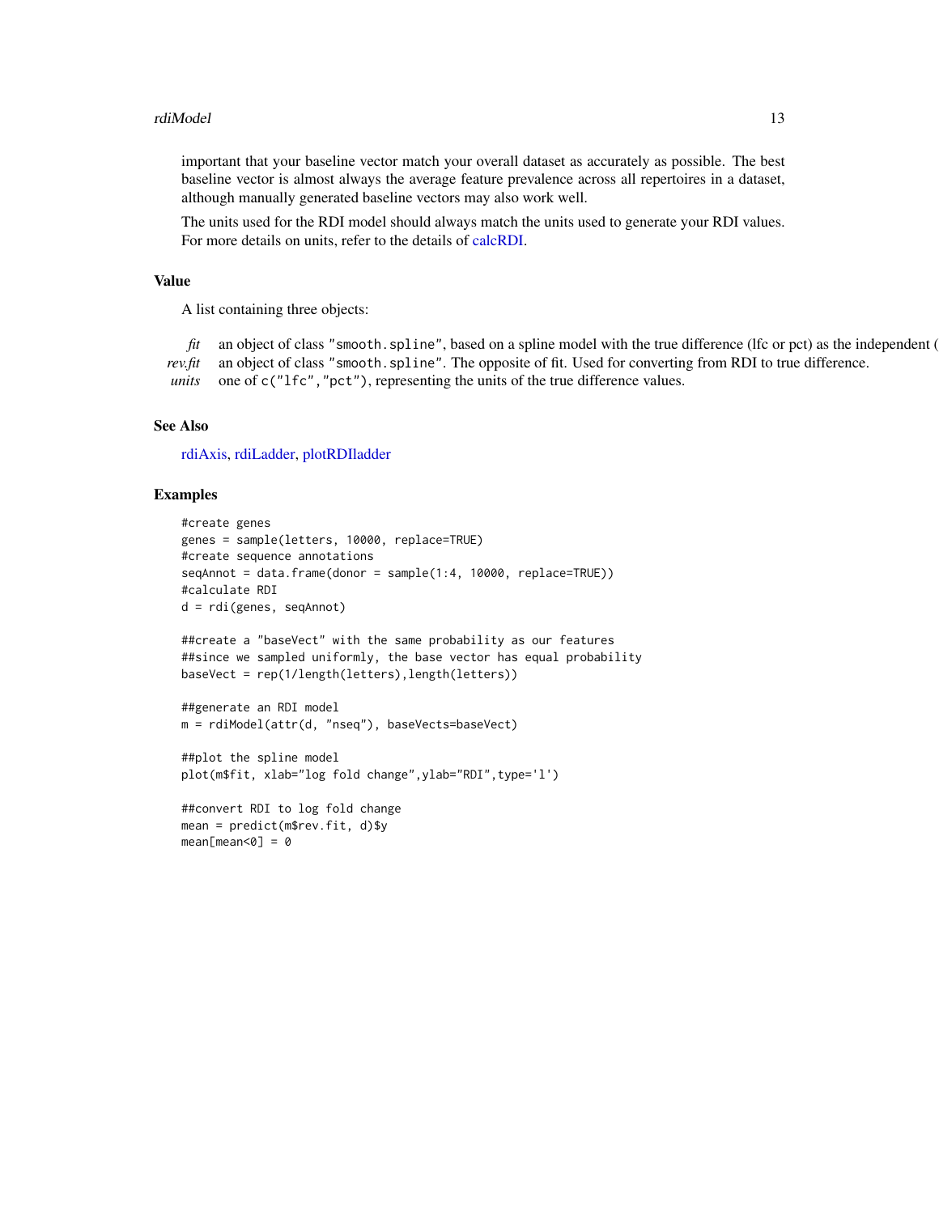important that your baseline vector match your overall dataset as accurately as possible. The best baseline vector is almost always the average feature prevalence across all repertoires in a dataset, although manually generated baseline vectors may also work well.

The units used for the RDI model should always match the units used to generate your RDI values. For more details on units, refer to the details of calcRDI.

## Value

A list containing three objects:

- *fit* an object of class "smooth.spline", based on a spline model with the true difference (lfc or pct) as the independent (
- *rev.fit* an object of class "smooth.spline". The opposite of fit. Used for converting from RDI to true difference.
- *units* one of c("lfc","pct"), representing the units of the true difference values.

## See Also

rdiAxis, rdiLadder, plotRDIladder

## Examples

```
#create genes
genes = sample(letters, 10000, replace=TRUE)
#create sequence annotations
seqAnnot = data.frame(donor = sample(1:4, 10000, replace=TRUE))
#calculate RDI
d = rdi(genes, seqAnnot)

##create a "baseVect" with the same probability as our features
##since we sampled uniformly, the base vector has equal probability
baseVect = rep(1/length(letters),length(letters))

##generate an RDI model
m = rdiModel(attr(d, "nseq"), baseVects=baseVect)

##plot the spline model
plot(m$fit, xlab="log fold change",ylab="RDI",type='l')

##convert RDI to log fold change
mean = predict(m$rev.fit, d)$y
mean[mean<0] = 0
```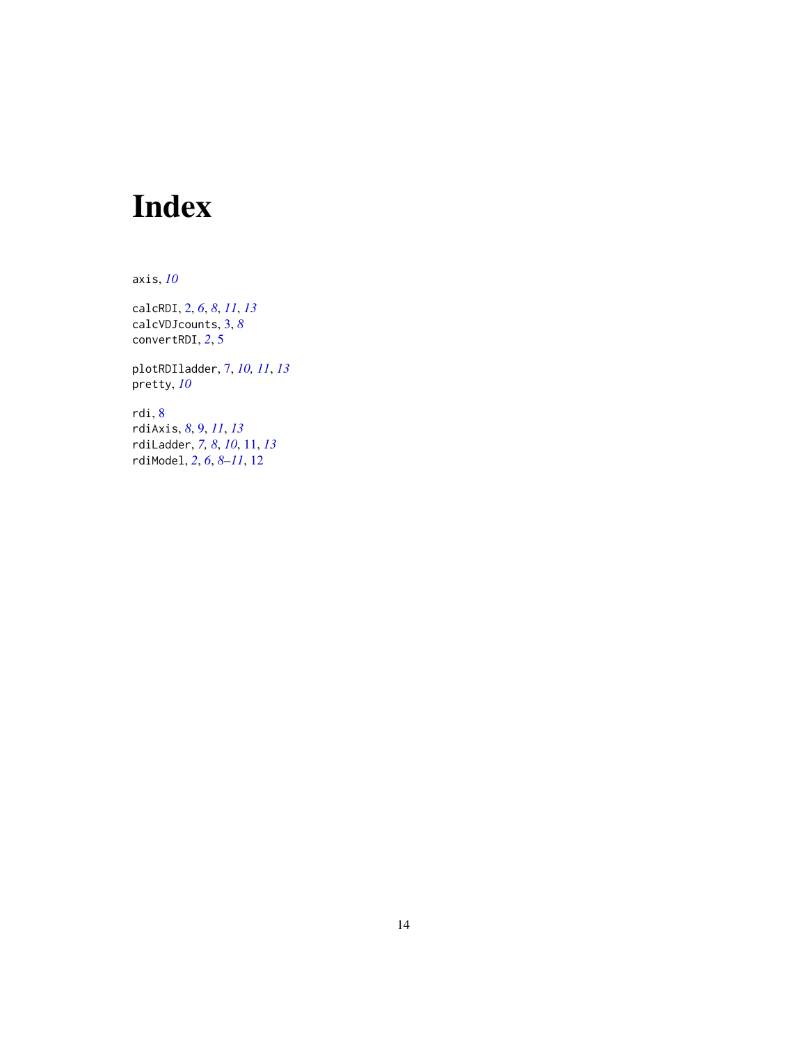# Index

axis, *10*

calcRDI, 2, *6*, *8*, *11*, *13*
calcVDJcounts, 3, *8*
convertRDI, *2*, 5

plotRDIladder, 7, *10, 11*, *13*
pretty, *10*

rdi, 8
rdiAxis, *8*, 9, *11*, *13*
rdiLadder, *7, 8*, *10*, 11, *13*
rdiModel, *2*, *6*, *8–11*, 12